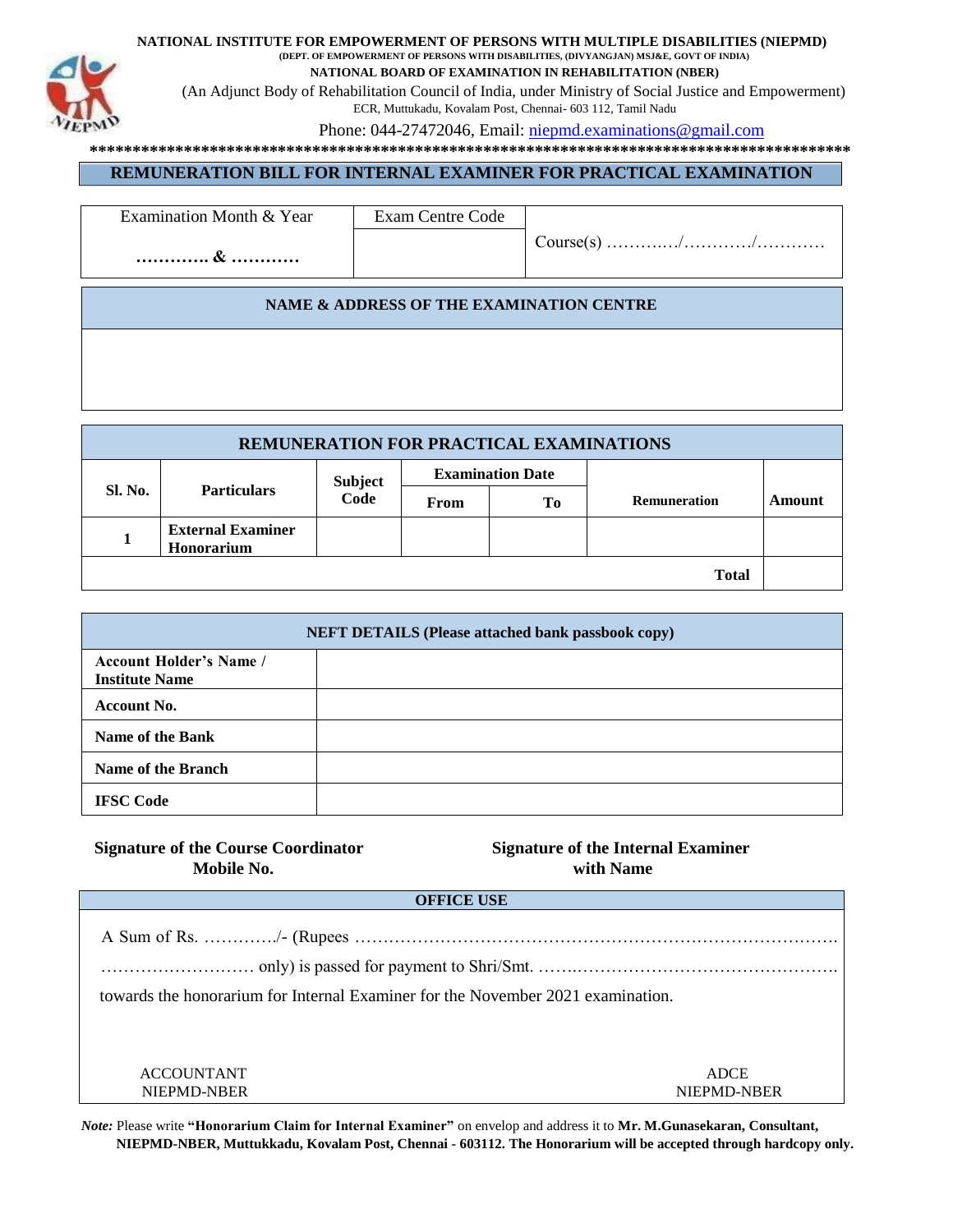**NATIONAL INSTITUTE FOR EMPOWERMENT OF PERSONS WITH MULTIPLE DISABILITIES (NIEPMD)**

**(DEPT. OF EMPOWERMENT OF PERSONS WITH DISABILITIES, (DIVYANGJAN) MSJ&E, GOVT OF INDIA)**

**NATIONAL BOARD OF EXAMINATION IN REHABILITATION (NBER)**

(An Adjunct Body of Rehabilitation Council of India, under Ministry of Social Justice and Empowerment)

ECR, Muttukadu, Kovalam Post, Chennai- 603 112, Tamil Nadu

Phone: 044-27472046, Email: niepmd.examinations@gmail.com

*******************************************************************************************

## REMUNERATION BILL FOR INTERNAL EXAMINER FOR PRACTICAL EXAMINATION

| Examination Month & Year | Exam Centre Code | Course(s) …………/…………/………… |
|---|---|---|
| ………… & ………… | | |

| NAME & ADDRESS OF THE EXAMINATION CENTRE |
|---|
| |

| REMUNERATION FOR PRACTICAL EXAMINATIONS | | | | | | |
|---|---|---|---|---|---|---|
| **Sl. No.** | **Particulars** | **Subject Code** | **Examination Date** | | **Remuneration** | **Amount** |
| | | | **From** | **To** | | |
| **1** | **External Examiner Honorarium** | | | | | |
| | | | | | **Total** | |

| NEFT DETAILS (Please attached bank passbook copy) | |
|---|---|
| **Account Holder's Name / Institute Name** | |
| **Account No.** | |
| **Name of the Bank** | |
| **Name of the Branch** | |
| **IFSC Code** | |

**Signature of the Course Coordinator**
**Mobile No.**

**Signature of the Internal Examiner**
**with Name**

**OFFICE USE**

A Sum of Rs. …………./- (Rupees ……………………………………………………………………….
……………………… only) is passed for payment to Shri/Smt. ……..……………………………………….
towards the honorarium for Internal Examiner for the November 2021 examination.

ACCOUNTANT
NIEPMD-NBER

ADCE
NIEPMD-NBER

***Note:*** Please write **"Honorarium Claim for Internal Examiner"** on envelop and address it to **Mr. M.Gunasekaran, Consultant, NIEPMD-NBER, Muttukkadu, Kovalam Post, Chennai - 603112. The Honorarium will be accepted through hardcopy only.**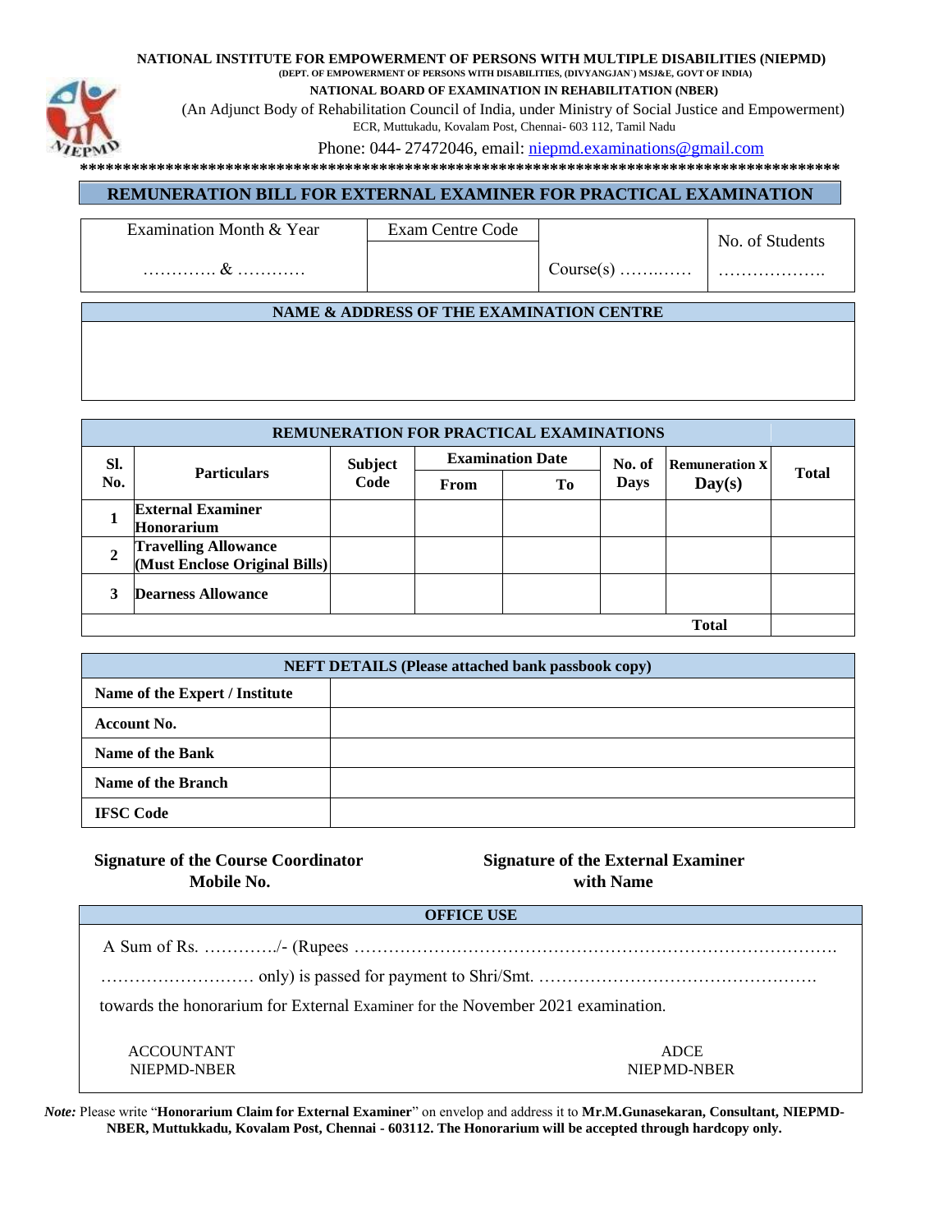**NATIONAL INSTITUTE FOR EMPOWERMENT OF PERSONS WITH MULTIPLE DISABILITIES (NIEPMD)**
**(DEPT. OF EMPOWERMENT OF PERSONS WITH DISABILITIES, (DIVYANGJAN`) MSJ&E, GOVT OF INDIA)**
**NATIONAL BOARD OF EXAMINATION IN REHABILITATION (NBER)**
(An Adjunct Body of Rehabilitation Council of India, under Ministry of Social Justice and Empowerment)
ECR, Muttukadu, Kovalam Post, Chennai- 603 112, Tamil Nadu
Phone: 044- 27472046, email: niepmd.examinations@gmail.com

## REMUNERATION BILL FOR EXTERNAL EXAMINER FOR PRACTICAL EXAMINATION

| Examination Month & Year | Exam Centre Code | | No. of Students |
|---|---|---|---|
| …………. & ………… | | Course(s) ……..…… | ………………. |

| NAME & ADDRESS OF THE EXAMINATION CENTRE |
|---|
| |

| REMUNERATION FOR PRACTICAL EXAMINATIONS | | | | | | | |
|---|---|---|---|---|---|---|---|
| Sl. No. | Particulars | Subject Code | Examination Date | | No. of Days | Remuneration x Day(s) | Total |
| | | | From | To | | | |
| 1 | External Examiner Honorarium | | | | | | |
| 2 | Travelling Allowance (Must Enclose Original Bills) | | | | | | |
| 3 | Dearness Allowance | | | | | | |
| | | | | | | Total | |

| NEFT DETAILS (Please attached bank passbook copy) | |
|---|---|
| Name of the Expert / Institute | |
| Account No. | |
| Name of the Bank | |
| Name of the Branch | |
| IFSC Code | |

**Signature of the Course Coordinator**
**Mobile No.**

**Signature of the External Examiner**
**with Name**

### OFFICE USE

A Sum of Rs. …………./- (Rupees ………………………………………………………………………….

……………………… only) is passed for payment to Shri/Smt. ………………………………………….

towards the honorarium for External Examiner for the November 2021 examination.

ACCOUNTANT
NIEPMD-NBER

ADCE
NIEPMD-NBER

*Note:* Please write "**Honorarium Claim for External Examiner**" on envelop and address it to **Mr.M.Gunasekaran, Consultant, NIEPMD-NBER, Muttukkadu, Kovalam Post, Chennai - 603112. The Honorarium will be accepted through hardcopy only.**